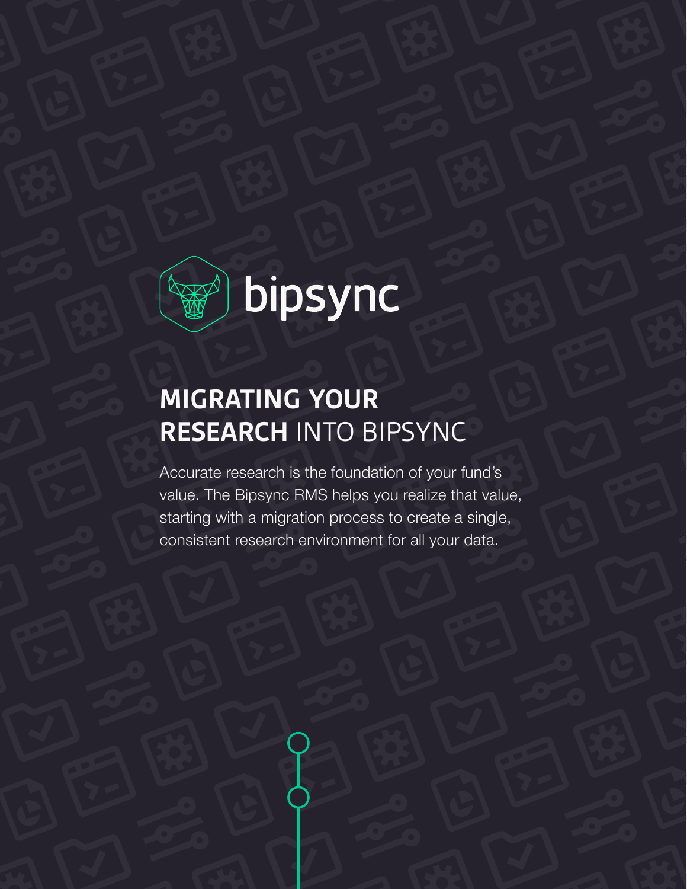bipsync

# MIGRATING YOUR RESEARCH INTO BIPSYNC

Accurate research is the foundation of your fund's value. The Bipsync RMS helps you realize that value, starting with a migration process to create a single, consistent research environment for all your data.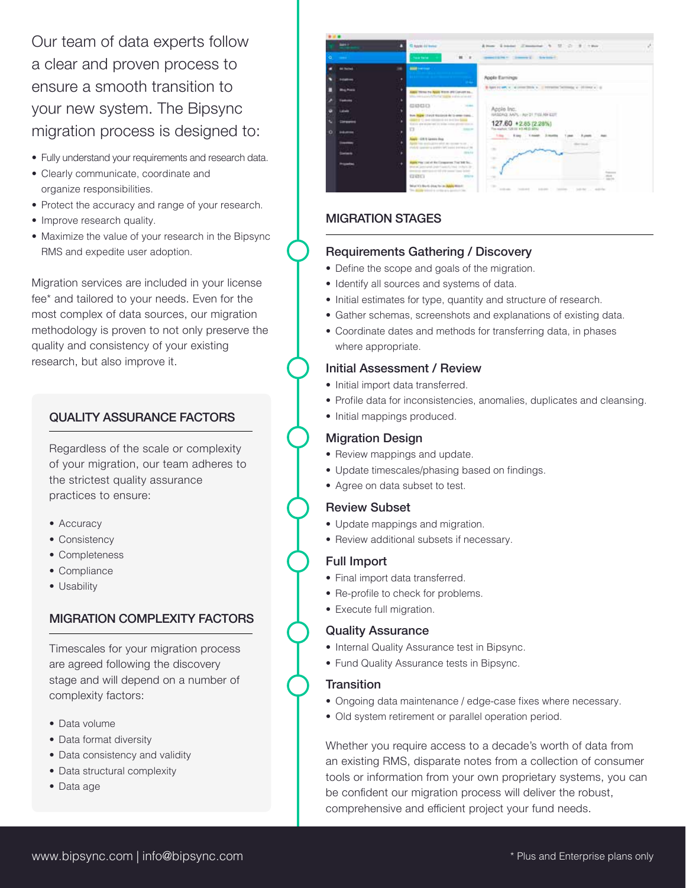Our team of data experts follow a clear and proven process to ensure a smooth transition to your new system. The Bipsync migration process is designed to:

- Fully understand your requirements and research data.
- Clearly communicate, coordinate and organize responsibilities.
- Protect the accuracy and range of your research.
- Improve research quality.
- Maximize the value of your research in the Bipsync RMS and expedite user adoption.

Migration services are included in your license fee* and tailored to your needs. Even for the most complex of data sources, our migration methodology is proven to not only preserve the quality and consistency of your existing research, but also improve it.

## QUALITY ASSURANCE FACTORS

Regardless of the scale or complexity of your migration, our team adheres to the strictest quality assurance practices to ensure:

- Accuracy
- Consistency
- Completeness
- Compliance
- Usability

## MIGRATION COMPLEXITY FACTORS

Timescales for your migration process are agreed following the discovery stage and will depend on a number of complexity factors:

- Data volume
- Data format diversity
- Data consistency and validity
- Data structural complexity
- Data age

## MIGRATION STAGES

### Requirements Gathering / Discovery

- Define the scope and goals of the migration.
- Identify all sources and systems of data.
- Initial estimates for type, quantity and structure of research.
- Gather schemas, screenshots and explanations of existing data.
- Coordinate dates and methods for transferring data, in phases where appropriate.

### Initial Assessment / Review

- Initial import data transferred.
- Profile data for inconsistencies, anomalies, duplicates and cleansing.
- Initial mappings produced.

### Migration Design

- Review mappings and update.
- Update timescales/phasing based on findings.
- Agree on data subset to test.

### Review Subset

- Update mappings and migration.
- Review additional subsets if necessary.

### Full Import

- Final import data transferred.
- Re-profile to check for problems.
- Execute full migration.

### Quality Assurance

- Internal Quality Assurance test in Bipsync.
- Fund Quality Assurance tests in Bipsync.

### Transition

- Ongoing data maintenance / edge-case fixes where necessary.
- Old system retirement or parallel operation period.

Whether you require access to a decade's worth of data from an existing RMS, disparate notes from a collection of consumer tools or information from your own proprietary systems, you can be confident our migration process will deliver the robust, comprehensive and efficient project your fund needs.

www.bipsync.com | info@bipsync.com

\* Plus and Enterprise plans only